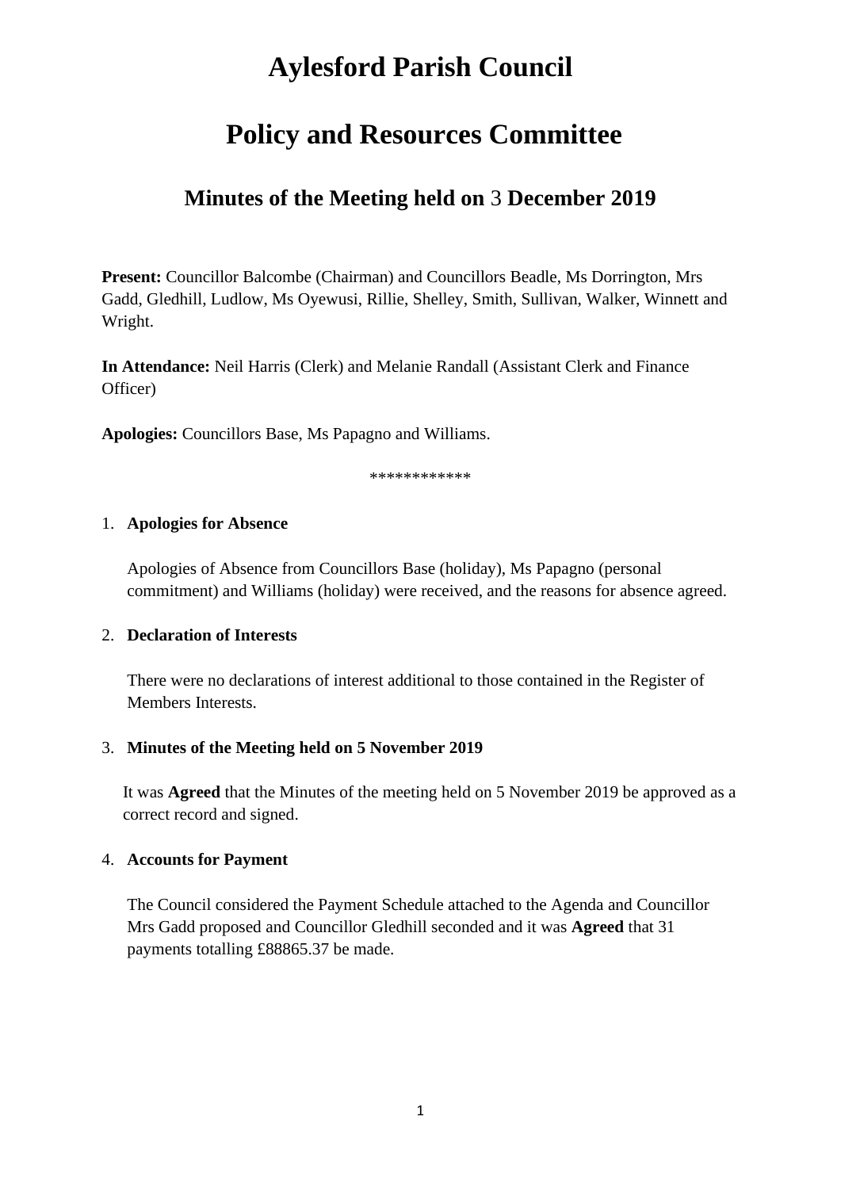# Aylesford Parish Council

# Policy and Resources Committee

## Minutes of the Meeting held on 3 December 2019

**Present:** Councillor Balcombe (Chairman) and Councillors Beadle, Ms Dorrington, Mrs Gadd, Gledhill, Ludlow, Ms Oyewusi, Rillie, Shelley, Smith, Sullivan, Walker, Winnett and Wright.

**In Attendance:** Neil Harris (Clerk) and Melanie Randall (Assistant Clerk and Finance Officer)

**Apologies:** Councillors Base, Ms Papagno and Williams.

************

1. **Apologies for Absence**

   Apologies of Absence from Councillors Base (holiday), Ms Papagno (personal commitment) and Williams (holiday) were received, and the reasons for absence agreed.

2. **Declaration of Interests**

   There were no declarations of interest additional to those contained in the Register of Members Interests.

3. **Minutes of the Meeting held on 5 November 2019**

   It was **Agreed** that the Minutes of the meeting held on 5 November 2019 be approved as a correct record and signed.

4. **Accounts for Payment**

   The Council considered the Payment Schedule attached to the Agenda and Councillor Mrs Gadd proposed and Councillor Gledhill seconded and it was **Agreed** that 31 payments totalling £88865.37 be made.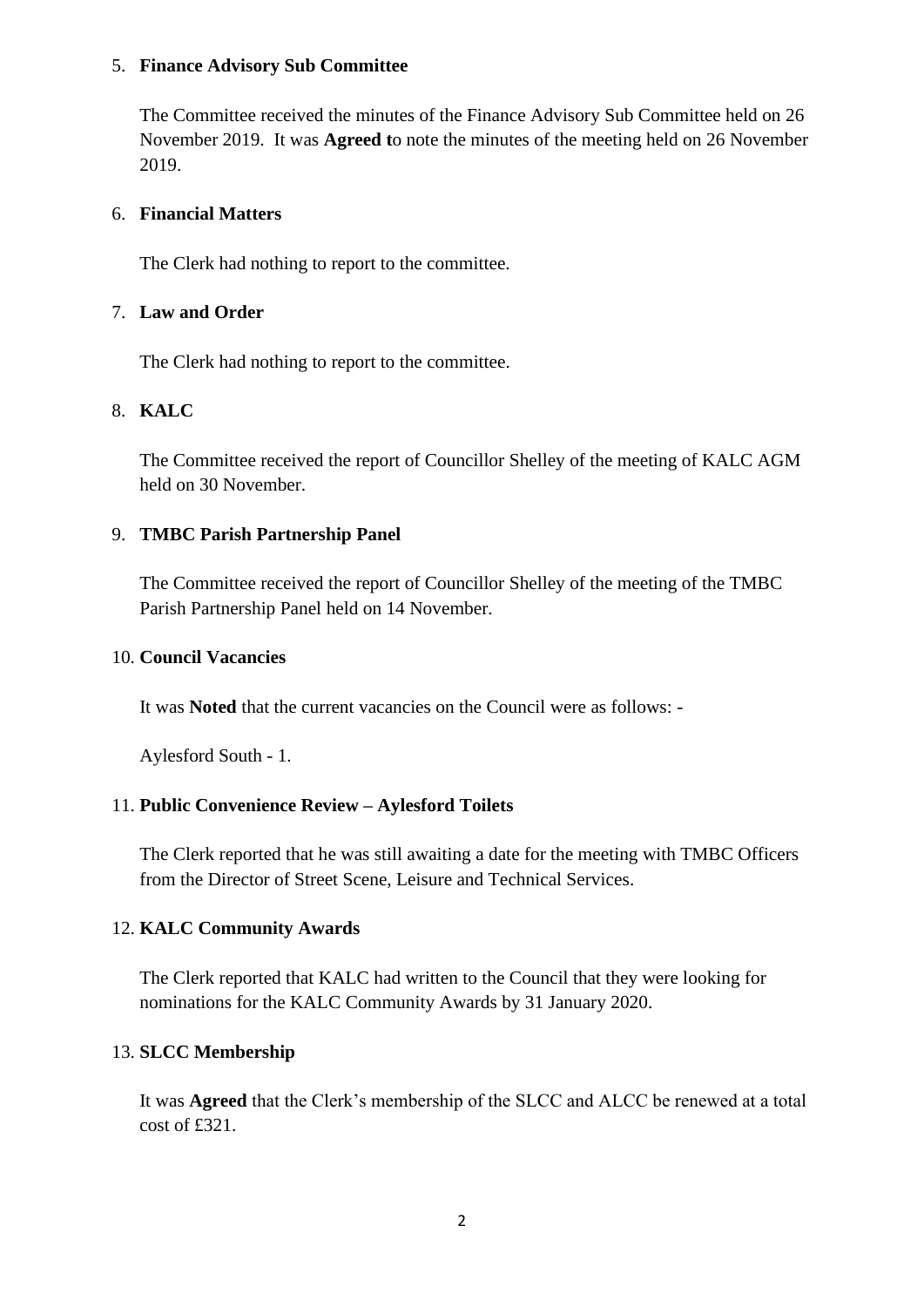5. **Finance Advisory Sub Committee**

   The Committee received the minutes of the Finance Advisory Sub Committee held on 26 November 2019. It was **Agreed t**o note the minutes of the meeting held on 26 November 2019.

6. **Financial Matters**

   The Clerk had nothing to report to the committee.

7. **Law and Order**

   The Clerk had nothing to report to the committee.

8. **KALC**

   The Committee received the report of Councillor Shelley of the meeting of KALC AGM held on 30 November.

9. **TMBC Parish Partnership Panel**

   The Committee received the report of Councillor Shelley of the meeting of the TMBC Parish Partnership Panel held on 14 November.

10. **Council Vacancies**

    It was **Noted** that the current vacancies on the Council were as follows: -

    Aylesford South - 1.

11. **Public Convenience Review – Aylesford Toilets**

    The Clerk reported that he was still awaiting a date for the meeting with TMBC Officers from the Director of Street Scene, Leisure and Technical Services.

12. **KALC Community Awards**

    The Clerk reported that KALC had written to the Council that they were looking for nominations for the KALC Community Awards by 31 January 2020.

13. **SLCC Membership**

    It was **Agreed** that the Clerk's membership of the SLCC and ALCC be renewed at a total cost of £321.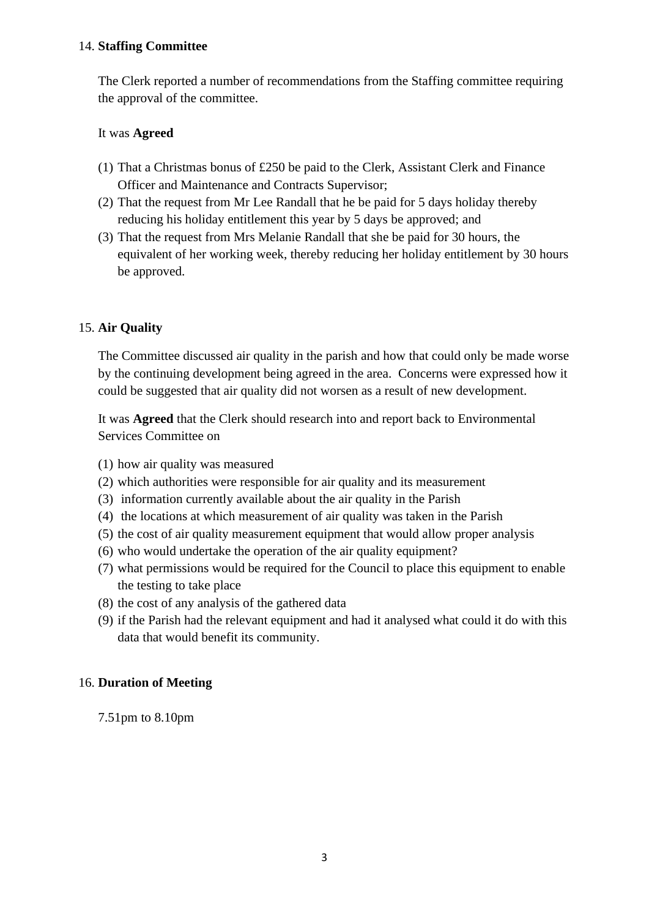14. **Staffing Committee**

The Clerk reported a number of recommendations from the Staffing committee requiring the approval of the committee.

It was **Agreed**

(1) That a Christmas bonus of £250 be paid to the Clerk, Assistant Clerk and Finance Officer and Maintenance and Contracts Supervisor;
(2) That the request from Mr Lee Randall that he be paid for 5 days holiday thereby reducing his holiday entitlement this year by 5 days be approved; and
(3) That the request from Mrs Melanie Randall that she be paid for 30 hours, the equivalent of her working week, thereby reducing her holiday entitlement by 30 hours be approved.

15. **Air Quality**

The Committee discussed air quality in the parish and how that could only be made worse by the continuing development being agreed in the area. Concerns were expressed how it could be suggested that air quality did not worsen as a result of new development.

It was **Agreed** that the Clerk should research into and report back to Environmental Services Committee on

(1) how air quality was measured
(2) which authorities were responsible for air quality and its measurement
(3) information currently available about the air quality in the Parish
(4) the locations at which measurement of air quality was taken in the Parish
(5) the cost of air quality measurement equipment that would allow proper analysis
(6) who would undertake the operation of the air quality equipment?
(7) what permissions would be required for the Council to place this equipment to enable the testing to take place
(8) the cost of any analysis of the gathered data
(9) if the Parish had the relevant equipment and had it analysed what could it do with this data that would benefit its community.

16. **Duration of Meeting**

7.51pm to 8.10pm